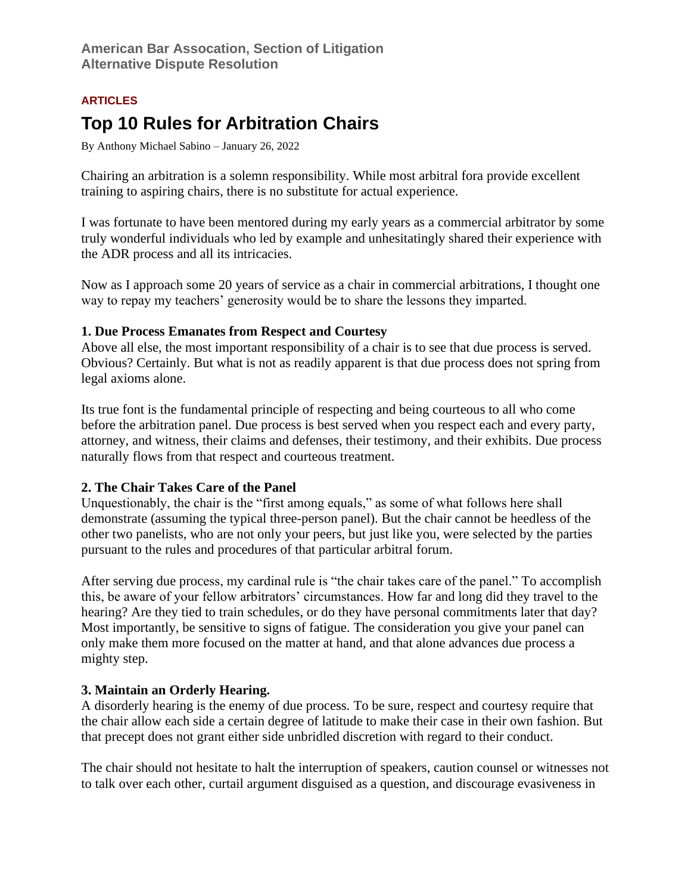American Bar Assocation, Section of Litigation
Alternative Dispute Resolution

**ARTICLES**

# Top 10 Rules for Arbitration Chairs

By Anthony Michael Sabino – January 26, 2022

Chairing an arbitration is a solemn responsibility. While most arbitral fora provide excellent training to aspiring chairs, there is no substitute for actual experience.

I was fortunate to have been mentored during my early years as a commercial arbitrator by some truly wonderful individuals who led by example and unhesitatingly shared their experience with the ADR process and all its intricacies.

Now as I approach some 20 years of service as a chair in commercial arbitrations, I thought one way to repay my teachers' generosity would be to share the lessons they imparted.

**1. Due Process Emanates from Respect and Courtesy**

Above all else, the most important responsibility of a chair is to see that due process is served. Obvious? Certainly. But what is not as readily apparent is that due process does not spring from legal axioms alone.

Its true font is the fundamental principle of respecting and being courteous to all who come before the arbitration panel. Due process is best served when you respect each and every party, attorney, and witness, their claims and defenses, their testimony, and their exhibits. Due process naturally flows from that respect and courteous treatment.

**2. The Chair Takes Care of the Panel**

Unquestionably, the chair is the "first among equals," as some of what follows here shall demonstrate (assuming the typical three-person panel). But the chair cannot be heedless of the other two panelists, who are not only your peers, but just like you, were selected by the parties pursuant to the rules and procedures of that particular arbitral forum.

After serving due process, my cardinal rule is "the chair takes care of the panel." To accomplish this, be aware of your fellow arbitrators' circumstances. How far and long did they travel to the hearing? Are they tied to train schedules, or do they have personal commitments later that day? Most importantly, be sensitive to signs of fatigue. The consideration you give your panel can only make them more focused on the matter at hand, and that alone advances due process a mighty step.

**3. Maintain an Orderly Hearing.**

A disorderly hearing is the enemy of due process. To be sure, respect and courtesy require that the chair allow each side a certain degree of latitude to make their case in their own fashion. But that precept does not grant either side unbridled discretion with regard to their conduct.

The chair should not hesitate to halt the interruption of speakers, caution counsel or witnesses not to talk over each other, curtail argument disguised as a question, and discourage evasiveness in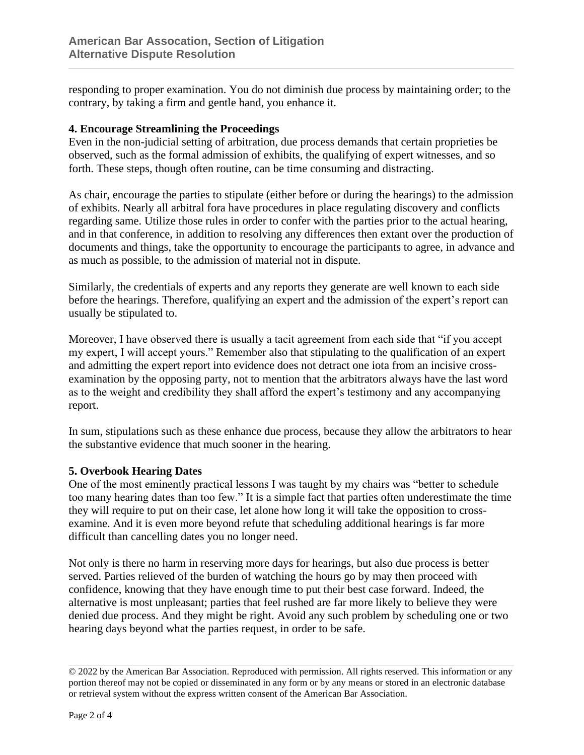responding to proper examination. You do not diminish due process by maintaining order; to the contrary, by taking a firm and gentle hand, you enhance it.

**4. Encourage Streamlining the Proceedings**

Even in the non-judicial setting of arbitration, due process demands that certain proprieties be observed, such as the formal admission of exhibits, the qualifying of expert witnesses, and so forth. These steps, though often routine, can be time consuming and distracting.

As chair, encourage the parties to stipulate (either before or during the hearings) to the admission of exhibits. Nearly all arbitral fora have procedures in place regulating discovery and conflicts regarding same. Utilize those rules in order to confer with the parties prior to the actual hearing, and in that conference, in addition to resolving any differences then extant over the production of documents and things, take the opportunity to encourage the participants to agree, in advance and as much as possible, to the admission of material not in dispute.

Similarly, the credentials of experts and any reports they generate are well known to each side before the hearings. Therefore, qualifying an expert and the admission of the expert's report can usually be stipulated to.

Moreover, I have observed there is usually a tacit agreement from each side that "if you accept my expert, I will accept yours." Remember also that stipulating to the qualification of an expert and admitting the expert report into evidence does not detract one iota from an incisive cross-examination by the opposing party, not to mention that the arbitrators always have the last word as to the weight and credibility they shall afford the expert's testimony and any accompanying report.

In sum, stipulations such as these enhance due process, because they allow the arbitrators to hear the substantive evidence that much sooner in the hearing.

**5. Overbook Hearing Dates**

One of the most eminently practical lessons I was taught by my chairs was "better to schedule too many hearing dates than too few." It is a simple fact that parties often underestimate the time they will require to put on their case, let alone how long it will take the opposition to cross-examine. And it is even more beyond refute that scheduling additional hearings is far more difficult than cancelling dates you no longer need.

Not only is there no harm in reserving more days for hearings, but also due process is better served. Parties relieved of the burden of watching the hours go by may then proceed with confidence, knowing that they have enough time to put their best case forward. Indeed, the alternative is most unpleasant; parties that feel rushed are far more likely to believe they were denied due process. And they might be right. Avoid any such problem by scheduling one or two hearing days beyond what the parties request, in order to be safe.

© 2022 by the American Bar Association. Reproduced with permission. All rights reserved. This information or any portion thereof may not be copied or disseminated in any form or by any means or stored in an electronic database or retrieval system without the express written consent of the American Bar Association.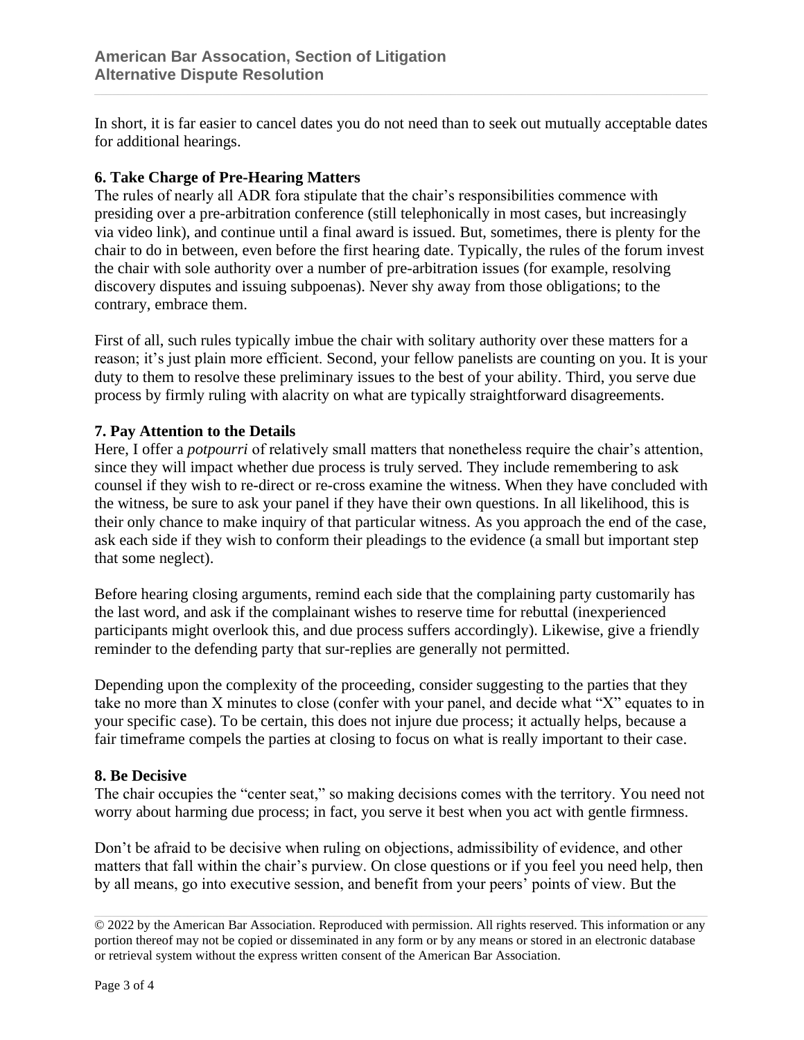In short, it is far easier to cancel dates you do not need than to seek out mutually acceptable dates for additional hearings.

**6. Take Charge of Pre-Hearing Matters**

The rules of nearly all ADR fora stipulate that the chair's responsibilities commence with presiding over a pre-arbitration conference (still telephonically in most cases, but increasingly via video link), and continue until a final award is issued. But, sometimes, there is plenty for the chair to do in between, even before the first hearing date. Typically, the rules of the forum invest the chair with sole authority over a number of pre-arbitration issues (for example, resolving discovery disputes and issuing subpoenas). Never shy away from those obligations; to the contrary, embrace them.

First of all, such rules typically imbue the chair with solitary authority over these matters for a reason; it's just plain more efficient. Second, your fellow panelists are counting on you. It is your duty to them to resolve these preliminary issues to the best of your ability. Third, you serve due process by firmly ruling with alacrity on what are typically straightforward disagreements.

**7. Pay Attention to the Details**

Here, I offer a *potpourri* of relatively small matters that nonetheless require the chair's attention, since they will impact whether due process is truly served. They include remembering to ask counsel if they wish to re-direct or re-cross examine the witness. When they have concluded with the witness, be sure to ask your panel if they have their own questions. In all likelihood, this is their only chance to make inquiry of that particular witness. As you approach the end of the case, ask each side if they wish to conform their pleadings to the evidence (a small but important step that some neglect).

Before hearing closing arguments, remind each side that the complaining party customarily has the last word, and ask if the complainant wishes to reserve time for rebuttal (inexperienced participants might overlook this, and due process suffers accordingly). Likewise, give a friendly reminder to the defending party that sur-replies are generally not permitted.

Depending upon the complexity of the proceeding, consider suggesting to the parties that they take no more than X minutes to close (confer with your panel, and decide what "X" equates to in your specific case). To be certain, this does not injure due process; it actually helps, because a fair timeframe compels the parties at closing to focus on what is really important to their case.

**8. Be Decisive**

The chair occupies the "center seat," so making decisions comes with the territory. You need not worry about harming due process; in fact, you serve it best when you act with gentle firmness.

Don't be afraid to be decisive when ruling on objections, admissibility of evidence, and other matters that fall within the chair's purview. On close questions or if you feel you need help, then by all means, go into executive session, and benefit from your peers' points of view. But the

© 2022 by the American Bar Association. Reproduced with permission. All rights reserved. This information or any portion thereof may not be copied or disseminated in any form or by any means or stored in an electronic database or retrieval system without the express written consent of the American Bar Association.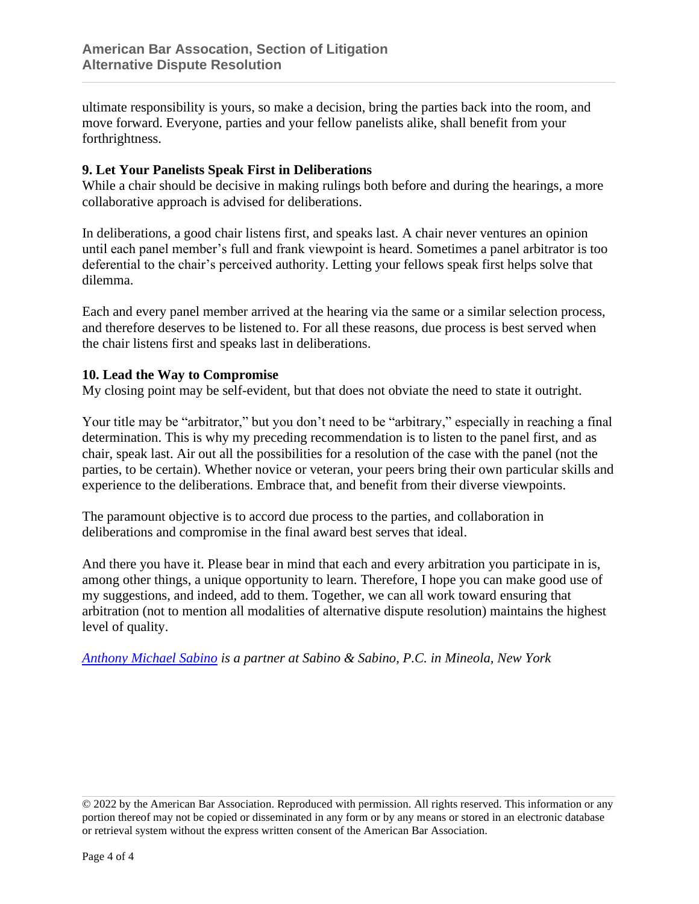ultimate responsibility is yours, so make a decision, bring the parties back into the room, and move forward. Everyone, parties and your fellow panelists alike, shall benefit from your forthrightness.

**9. Let Your Panelists Speak First in Deliberations**

While a chair should be decisive in making rulings both before and during the hearings, a more collaborative approach is advised for deliberations.

In deliberations, a good chair listens first, and speaks last. A chair never ventures an opinion until each panel member's full and frank viewpoint is heard. Sometimes a panel arbitrator is too deferential to the chair's perceived authority. Letting your fellows speak first helps solve that dilemma.

Each and every panel member arrived at the hearing via the same or a similar selection process, and therefore deserves to be listened to. For all these reasons, due process is best served when the chair listens first and speaks last in deliberations.

**10. Lead the Way to Compromise**

My closing point may be self-evident, but that does not obviate the need to state it outright.

Your title may be "arbitrator," but you don't need to be "arbitrary," especially in reaching a final determination. This is why my preceding recommendation is to listen to the panel first, and as chair, speak last. Air out all the possibilities for a resolution of the case with the panel (not the parties, to be certain). Whether novice or veteran, your peers bring their own particular skills and experience to the deliberations. Embrace that, and benefit from their diverse viewpoints.

The paramount objective is to accord due process to the parties, and collaboration in deliberations and compromise in the final award best serves that ideal.

And there you have it. Please bear in mind that each and every arbitration you participate in is, among other things, a unique opportunity to learn. Therefore, I hope you can make good use of my suggestions, and indeed, add to them. Together, we can all work toward ensuring that arbitration (not to mention all modalities of alternative dispute resolution) maintains the highest level of quality.

*Anthony Michael Sabino is a partner at Sabino & Sabino, P.C. in Mineola, New York*

© 2022 by the American Bar Association. Reproduced with permission. All rights reserved. This information or any portion thereof may not be copied or disseminated in any form or by any means or stored in an electronic database or retrieval system without the express written consent of the American Bar Association.